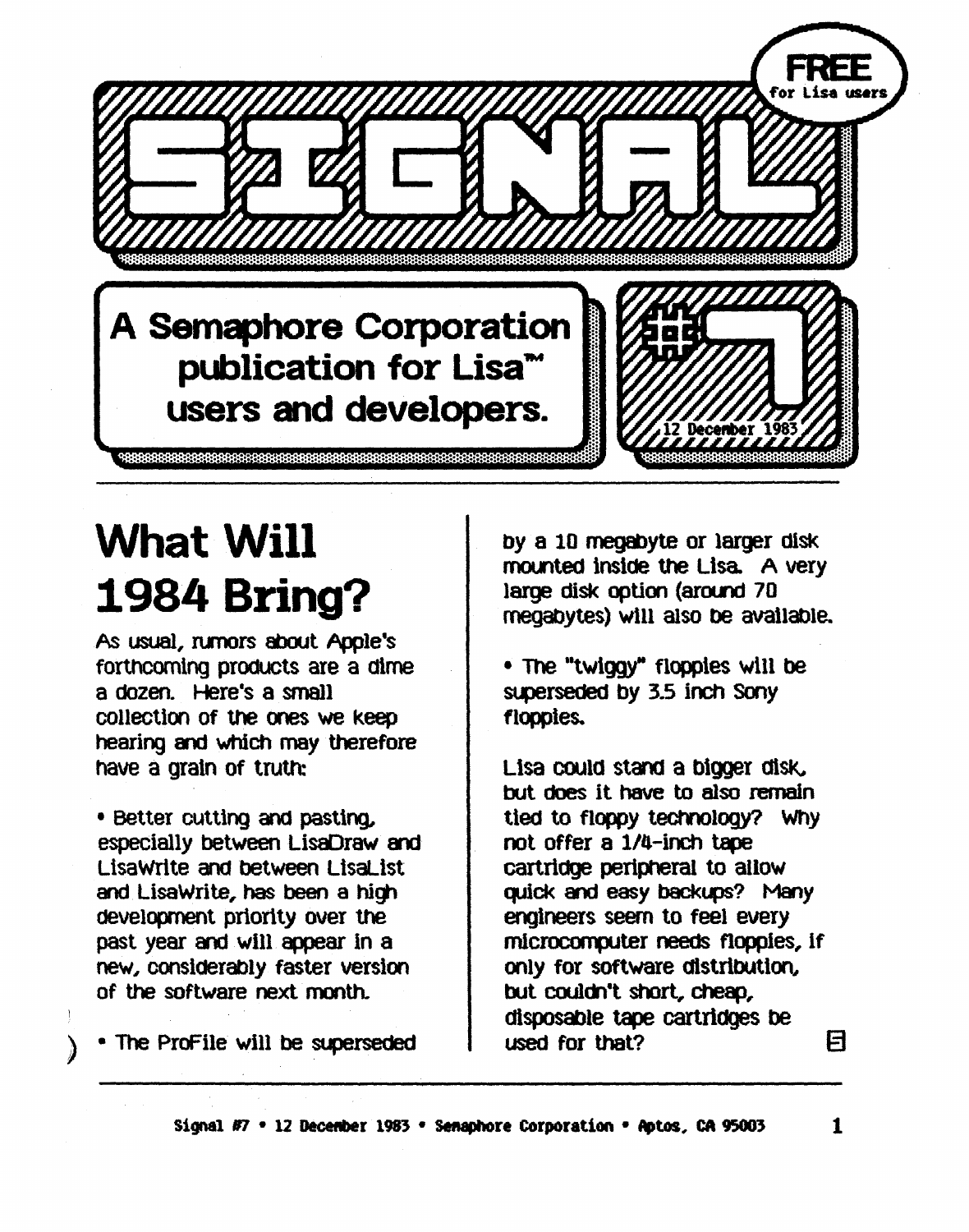FREE for Lisa users

# SIGNAL

A Semaphore Corporation publication for Lisa™ users and developers.

#7

12 December 1983

## What Will 1984 Bring?

As usual, rumors about Apple's forthcoming products are a dime a dozen. Here's a small collection of the ones we keep hearing and which may therefore have a grain of truth:

• Better cutting and pasting, especially between LisaDraw and LisaWrite and between LisaList and LisaWrite, has been a high development priority over the past year and will appear in a new, considerably faster version of the software next month.

• The ProFile will be superseded by a 10 megabyte or larger disk mounted inside the Lisa. A very large disk option (around 70 megabytes) will also be available.

• The "twiggy" floppies will be superseded by 3.5 inch Sony floppies.

Lisa could stand a bigger disk, but does it have to also remain tied to floppy technology? Why not offer a 1/4-inch tape cartridge peripheral to allow quick and easy backups? Many engineers seem to feel every microcomputer needs floppies, if only for software distribution, but couldn't short, cheap, disposable tape cartridges be used for that?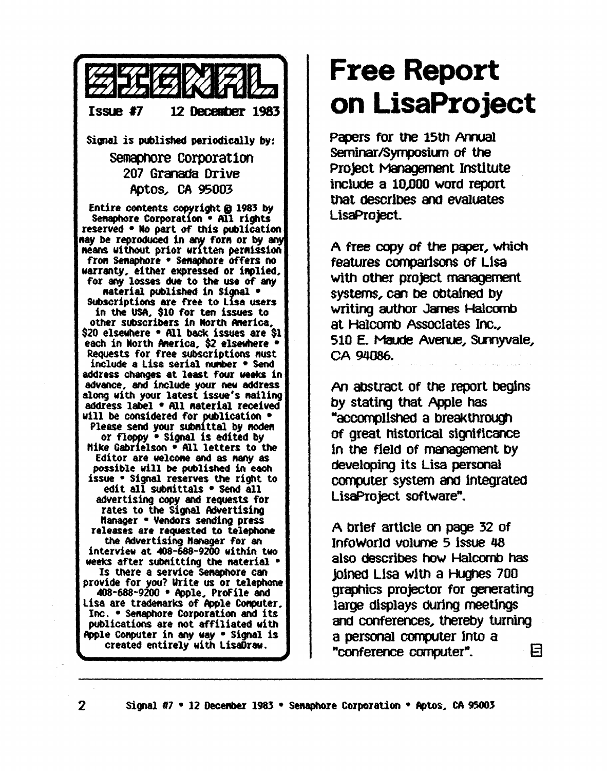# SIGNAL

Issue #7 12 December 1983

Signal is published periodically by:

Semaphore Corporation
207 Granada Drive
Aptos, CA 95003

Entire contents copyright © 1983 by Semaphore Corporation • All rights reserved • No part of this publication may be reproduced in any form or by any means without prior written permission from Semaphore • Semaphore offers no warranty, either expressed or implied, for any losses due to the use of any material published in Signal • Subscriptions are free to Lisa users in the USA, $10 for ten issues to other subscribers in North America, $20 elsewhere • All back issues are $1 each in North America, $2 elsewhere • Requests for free subscriptions must include a Lisa serial number • Send address changes at least four weeks in advance, and include your new address along with your latest issue's mailing address label • All material received will be considered for publication • Please send your submittal by modem or floppy • Signal is edited by Mike Gabrielson • All letters to the Editor are welcome and as many as possible will be published in each issue • Signal reserves the right to edit all submittals • Send all advertising copy and requests for rates to the Signal Advertising Manager • Vendors sending press releases are requested to telephone the Advertising Manager for an interview at 408-688-9200 within two weeks after submitting the material • Is there a service Semaphore can provide for you? Write us or telephone 408-688-9200 • Apple, ProFile and Lisa are trademarks of Apple Computer, Inc. • Semaphore Corporation and its publications are not affiliated with Apple Computer in any way • Signal is created entirely with LisaDraw.

# Free Report on LisaProject

Papers for the 15th Annual Seminar/Symposium of the Project Management Institute include a 10,000 word report that describes and evaluates LisaProject.

A free copy of the paper, which features comparisons of Lisa with other project management systems, can be obtained by writing author James Halcomb at Halcomb Associates Inc., 510 E. Maude Avenue, Sunnyvale, CA 94086.

An abstract of the report begins by stating that Apple has "accomplished a breakthrough of great historical significance in the field of management by developing its Lisa personal computer system and integrated LisaProject software".

A brief article on page 32 of InfoWorld volume 5 issue 48 also describes how Halcomb has joined Lisa with a Hughes 700 graphics projector for generating large displays during meetings and conferences, thereby turning a personal computer into a "conference computer".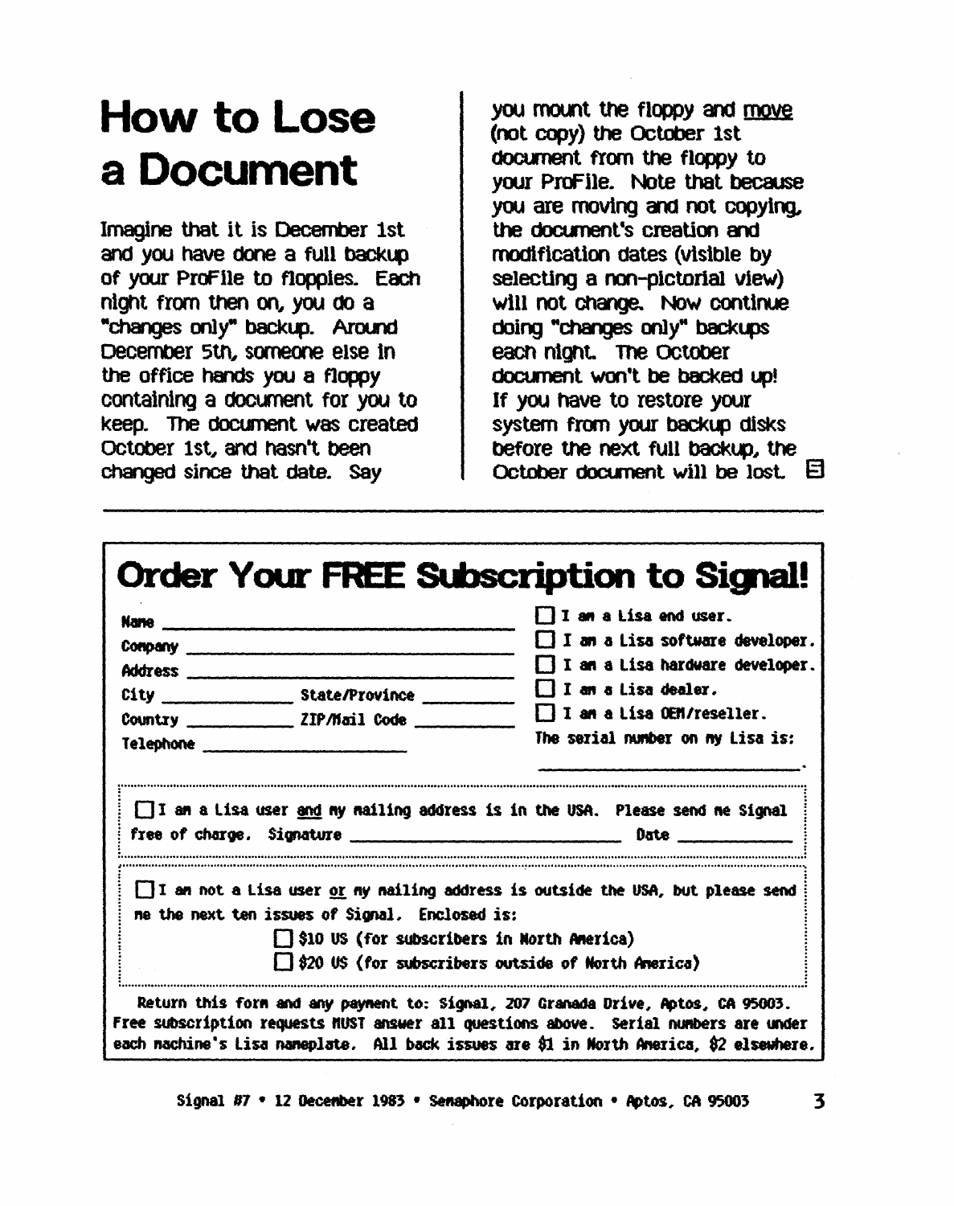# How to Lose a Document

Imagine that it is December 1st and you have done a full backup of your ProFile to floppies. Each night from then on, you do a "changes only" backup. Around December 5th, someone else in the office hands you a floppy containing a document for you to keep. The document was created October 1st, and hasn't been changed since that date. Say you mount the floppy and move (not copy) the October 1st document from the floppy to your ProFile. Note that because you are moving and not copying, the document's creation and modification dates (visible by selecting a non-pictorial view) will not change. Now continue doing "changes only" backups each night. The October document won't be backed up! If you have to restore your system from your backup disks before the next full backup, the October document will be lost. ⊟

---

## Order Your FREE Subscription to Signal!

Name ______________________________

Company ______________________________

Address ______________________________

City ______________ State/Province ____________

Country ____________ ZIP/Mail Code ____________

Telephone ______________________

☐ I am a Lisa end user.
☐ I am a Lisa software developer.
☐ I am a Lisa hardware developer.
☐ I am a Lisa dealer.
☐ I am a Lisa OEM/reseller.

The serial number on my Lisa is: ______________________.

☐ I am a Lisa user and my mailing address is in the USA. Please send me Signal free of charge. Signature ______________________ Date ____________

☐ I am not a Lisa user or my mailing address is outside the USA, but please send me the next ten issues of Signal. Enclosed is:

☐ $10 US (for subscribers in North America)
☐ $20 US (for subscribers outside of North America)

Return this form and any payment to: Signal, 207 Granada Drive, Aptos, CA 95003. Free subscription requests MUST answer all questions above. Serial numbers are under each machine's Lisa nameplate. All back issues are $1 in North America, $2 elsewhere.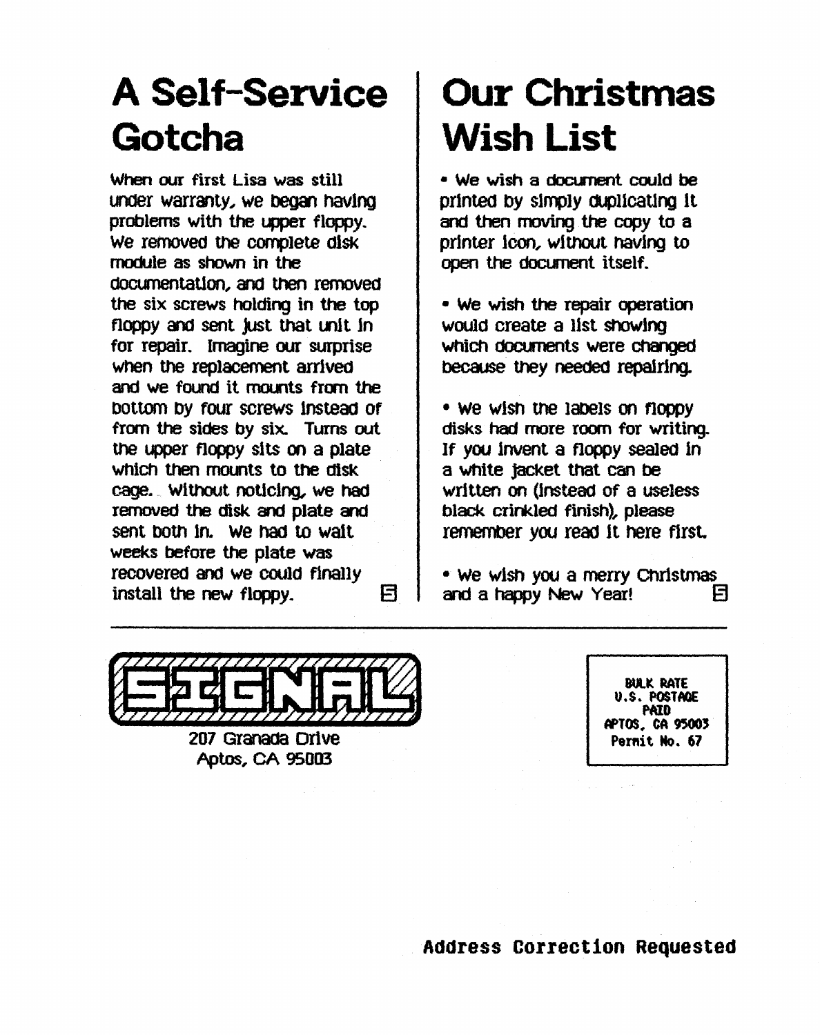# A Self-Service Gotcha

When our first Lisa was still under warranty, we began having problems with the upper floppy. We removed the complete disk module as shown in the documentation, and then removed the six screws holding in the top floppy and sent just that unit in for repair. Imagine our surprise when the replacement arrived and we found it mounts from the bottom by four screws instead of from the sides by six. Turns out the upper floppy sits on a plate which then mounts to the disk cage. Without noticing, we had removed the disk and plate and sent both in. We had to wait weeks before the plate was recovered and we could finally install the new floppy.

# Our Christmas Wish List

- We wish a document could be printed by simply duplicating it and then moving the copy to a printer icon, without having to open the document itself.

- We wish the repair operation would create a list showing which documents were changed because they needed repairing.

- We wish the labels on floppy disks had more room for writing. If you invent a floppy sealed in a white jacket that can be written on (instead of a useless black crinkled finish), please remember you read it here first.

- We wish you a merry Christmas and a happy New Year!

---

SIGNAL
207 Granada Drive
Aptos, CA 95003

BULK RATE
U.S. POSTAGE
PAID
APTOS, CA 95003
Permit No. 67

**Address Correction Requested**